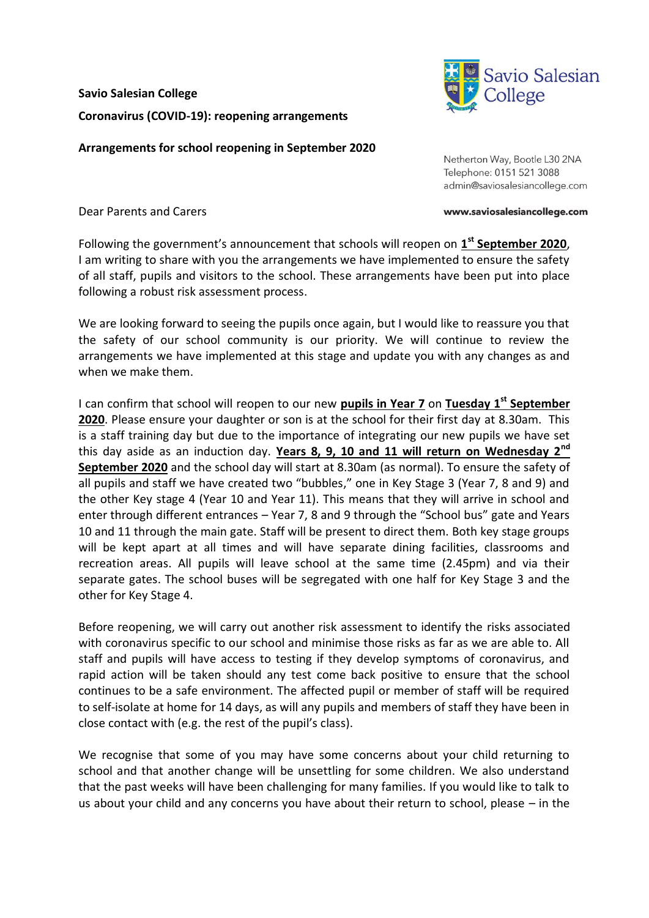**Savio Salesian College**

**Coronavirus (COVID-19): reopening arrangements**

**Arrangements for school reopening in September 2020**

Savio Salesian College

Netherton Way, Bootle L30 2NA
Telephone: 0151 521 3088
admin@saviosalesiancollege.com

**www.saviosalesiancollege.com**

Dear Parents and Carers

Following the government's announcement that schools will reopen on **1st September 2020**, I am writing to share with you the arrangements we have implemented to ensure the safety of all staff, pupils and visitors to the school. These arrangements have been put into place following a robust risk assessment process.

We are looking forward to seeing the pupils once again, but I would like to reassure you that the safety of our school community is our priority. We will continue to review the arrangements we have implemented at this stage and update you with any changes as and when we make them.

I can confirm that school will reopen to our new **pupils in Year 7** on **Tuesday 1st September 2020**. Please ensure your daughter or son is at the school for their first day at 8.30am. This is a staff training day but due to the importance of integrating our new pupils we have set this day aside as an induction day. **Years 8, 9, 10 and 11 will return on Wednesday 2nd September 2020** and the school day will start at 8.30am (as normal). To ensure the safety of all pupils and staff we have created two "bubbles," one in Key Stage 3 (Year 7, 8 and 9) and the other Key stage 4 (Year 10 and Year 11). This means that they will arrive in school and enter through different entrances – Year 7, 8 and 9 through the "School bus" gate and Years 10 and 11 through the main gate. Staff will be present to direct them. Both key stage groups will be kept apart at all times and will have separate dining facilities, classrooms and recreation areas. All pupils will leave school at the same time (2.45pm) and via their separate gates. The school buses will be segregated with one half for Key Stage 3 and the other for Key Stage 4.

Before reopening, we will carry out another risk assessment to identify the risks associated with coronavirus specific to our school and minimise those risks as far as we are able to. All staff and pupils will have access to testing if they develop symptoms of coronavirus, and rapid action will be taken should any test come back positive to ensure that the school continues to be a safe environment. The affected pupil or member of staff will be required to self-isolate at home for 14 days, as will any pupils and members of staff they have been in close contact with (e.g. the rest of the pupil's class).

We recognise that some of you may have some concerns about your child returning to school and that another change will be unsettling for some children. We also understand that the past weeks will have been challenging for many families. If you would like to talk to us about your child and any concerns you have about their return to school, please – in the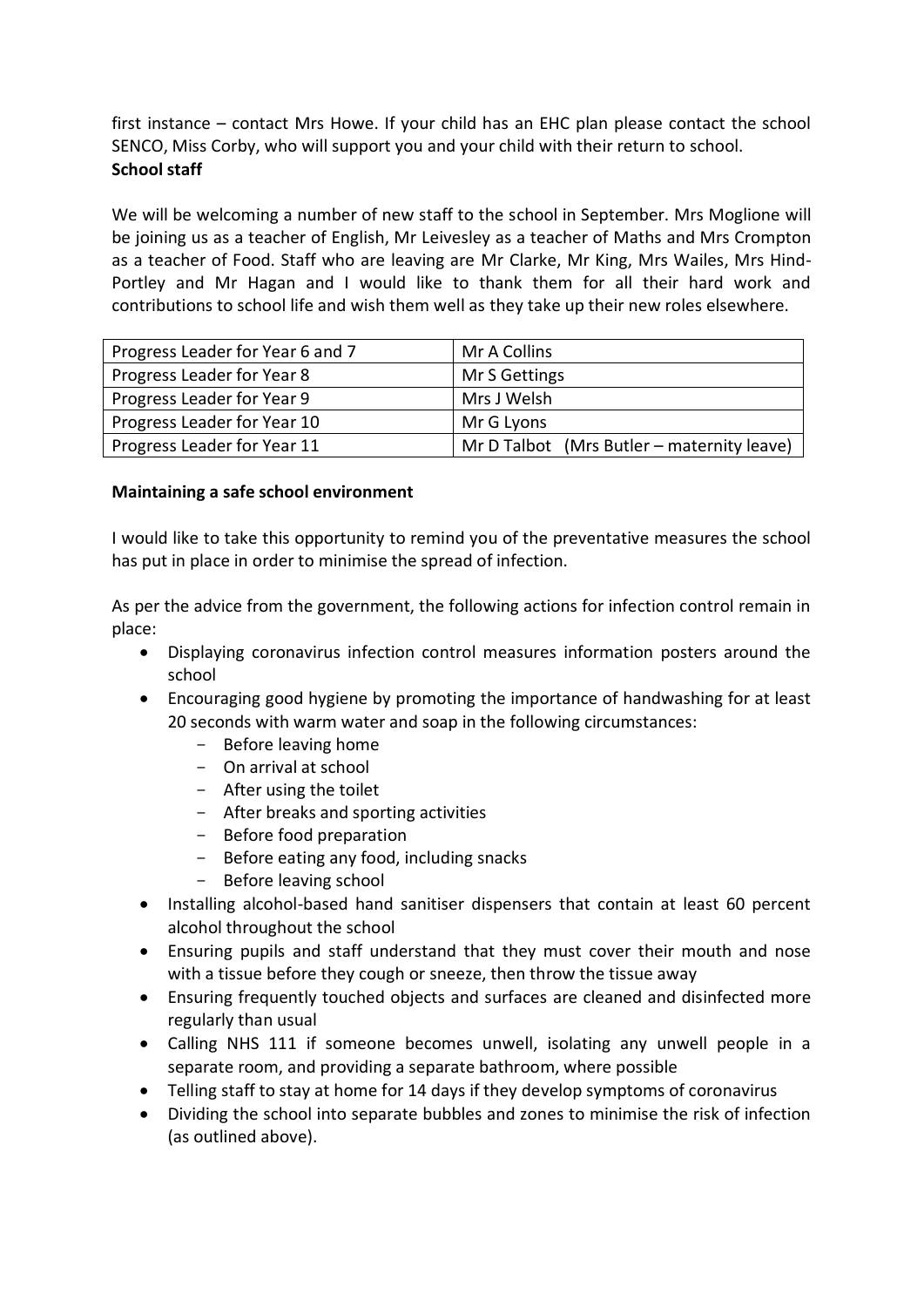first instance – contact Mrs Howe. If your child has an EHC plan please contact the school SENCO, Miss Corby, who will support you and your child with their return to school.

**School staff**

We will be welcoming a number of new staff to the school in September. Mrs Moglione will be joining us as a teacher of English, Mr Leivesley as a teacher of Maths and Mrs Crompton as a teacher of Food. Staff who are leaving are Mr Clarke, Mr King, Mrs Wailes, Mrs Hind-Portley and Mr Hagan and I would like to thank them for all their hard work and contributions to school life and wish them well as they take up their new roles elsewhere.

| Progress Leader for Year 6 and 7 | Mr A Collins |
|---|---|
| Progress Leader for Year 8 | Mr S Gettings |
| Progress Leader for Year 9 | Mrs J Welsh |
| Progress Leader for Year 10 | Mr G Lyons |
| Progress Leader for Year 11 | Mr D Talbot (Mrs Butler – maternity leave) |

**Maintaining a safe school environment**

I would like to take this opportunity to remind you of the preventative measures the school has put in place in order to minimise the spread of infection.

As per the advice from the government, the following actions for infection control remain in place:

- Displaying coronavirus infection control measures information posters around the school
- Encouraging good hygiene by promoting the importance of handwashing for at least 20 seconds with warm water and soap in the following circumstances:
  - Before leaving home
  - On arrival at school
  - After using the toilet
  - After breaks and sporting activities
  - Before food preparation
  - Before eating any food, including snacks
  - Before leaving school
- Installing alcohol-based hand sanitiser dispensers that contain at least 60 percent alcohol throughout the school
- Ensuring pupils and staff understand that they must cover their mouth and nose with a tissue before they cough or sneeze, then throw the tissue away
- Ensuring frequently touched objects and surfaces are cleaned and disinfected more regularly than usual
- Calling NHS 111 if someone becomes unwell, isolating any unwell people in a separate room, and providing a separate bathroom, where possible
- Telling staff to stay at home for 14 days if they develop symptoms of coronavirus
- Dividing the school into separate bubbles and zones to minimise the risk of infection (as outlined above).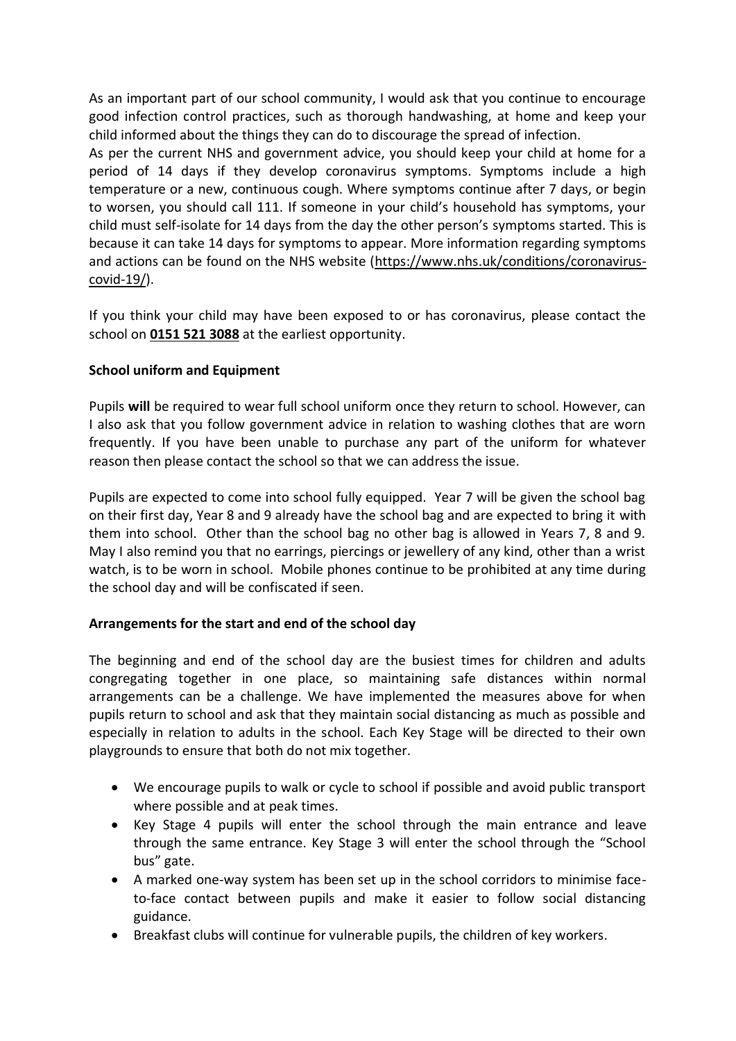As an important part of our school community, I would ask that you continue to encourage good infection control practices, such as thorough handwashing, at home and keep your child informed about the things they can do to discourage the spread of infection.
As per the current NHS and government advice, you should keep your child at home for a period of 14 days if they develop coronavirus symptoms. Symptoms include a high temperature or a new, continuous cough. Where symptoms continue after 7 days, or begin to worsen, you should call 111. If someone in your child's household has symptoms, your child must self-isolate for 14 days from the day the other person's symptoms started. This is because it can take 14 days for symptoms to appear. More information regarding symptoms and actions can be found on the NHS website (https://www.nhs.uk/conditions/coronavirus-covid-19/).

If you think your child may have been exposed to or has coronavirus, please contact the school on **0151 521 3088** at the earliest opportunity.

**School uniform and Equipment**

Pupils **will** be required to wear full school uniform once they return to school. However, can I also ask that you follow government advice in relation to washing clothes that are worn frequently. If you have been unable to purchase any part of the uniform for whatever reason then please contact the school so that we can address the issue.

Pupils are expected to come into school fully equipped. Year 7 will be given the school bag on their first day, Year 8 and 9 already have the school bag and are expected to bring it with them into school. Other than the school bag no other bag is allowed in Years 7, 8 and 9. May I also remind you that no earrings, piercings or jewellery of any kind, other than a wrist watch, is to be worn in school. Mobile phones continue to be prohibited at any time during the school day and will be confiscated if seen.

**Arrangements for the start and end of the school day**

The beginning and end of the school day are the busiest times for children and adults congregating together in one place, so maintaining safe distances within normal arrangements can be a challenge. We have implemented the measures above for when pupils return to school and ask that they maintain social distancing as much as possible and especially in relation to adults in the school. Each Key Stage will be directed to their own playgrounds to ensure that both do not mix together.

- We encourage pupils to walk or cycle to school if possible and avoid public transport where possible and at peak times.
- Key Stage 4 pupils will enter the school through the main entrance and leave through the same entrance. Key Stage 3 will enter the school through the "School bus" gate.
- A marked one-way system has been set up in the school corridors to minimise face-to-face contact between pupils and make it easier to follow social distancing guidance.
- Breakfast clubs will continue for vulnerable pupils, the children of key workers.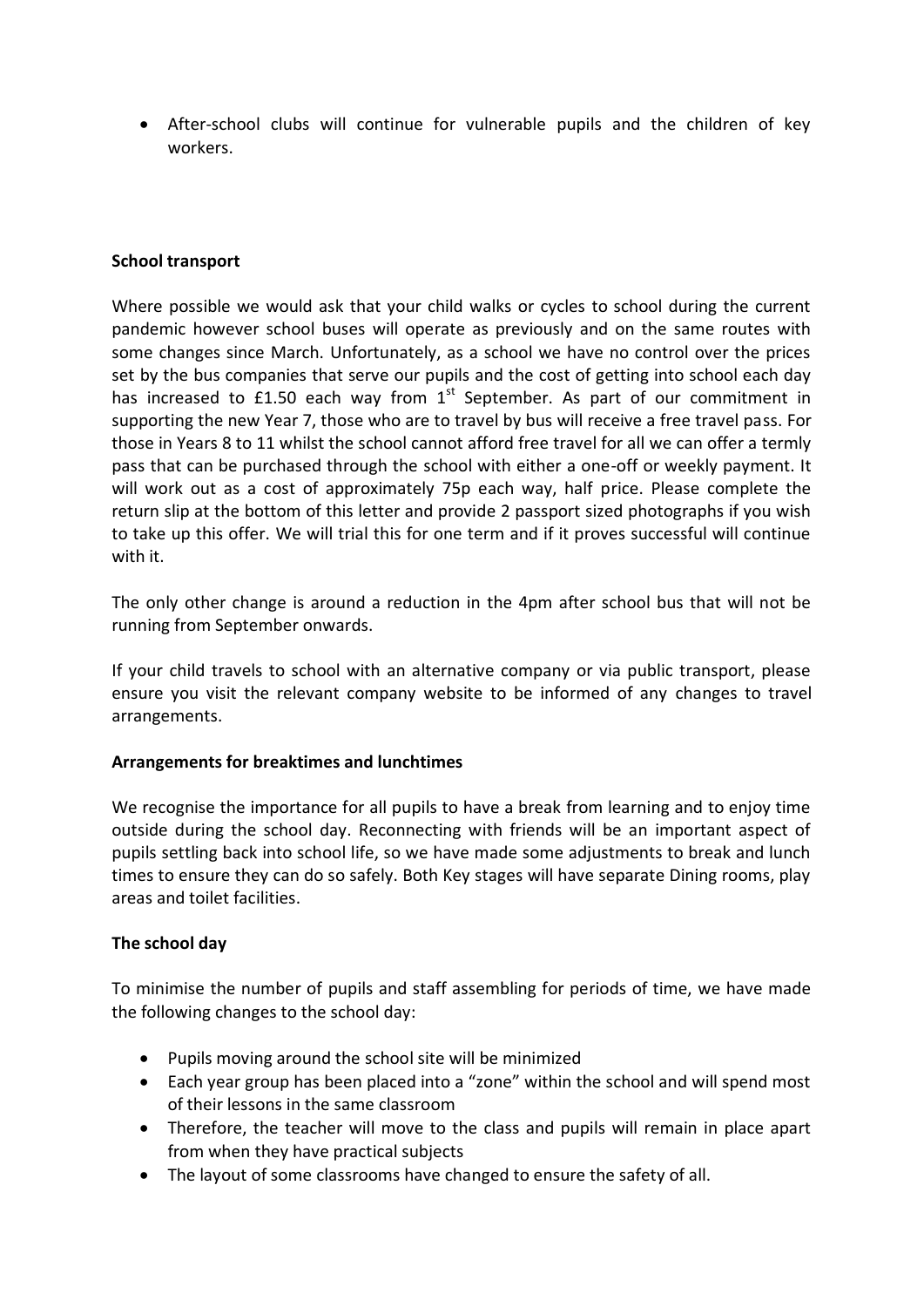- After-school clubs will continue for vulnerable pupils and the children of key workers.

**School transport**

Where possible we would ask that your child walks or cycles to school during the current pandemic however school buses will operate as previously and on the same routes with some changes since March. Unfortunately, as a school we have no control over the prices set by the bus companies that serve our pupils and the cost of getting into school each day has increased to £1.50 each way from 1st September. As part of our commitment in supporting the new Year 7, those who are to travel by bus will receive a free travel pass. For those in Years 8 to 11 whilst the school cannot afford free travel for all we can offer a termly pass that can be purchased through the school with either a one-off or weekly payment. It will work out as a cost of approximately 75p each way, half price. Please complete the return slip at the bottom of this letter and provide 2 passport sized photographs if you wish to take up this offer. We will trial this for one term and if it proves successful will continue with it.

The only other change is around a reduction in the 4pm after school bus that will not be running from September onwards.

If your child travels to school with an alternative company or via public transport, please ensure you visit the relevant company website to be informed of any changes to travel arrangements.

**Arrangements for breaktimes and lunchtimes**

We recognise the importance for all pupils to have a break from learning and to enjoy time outside during the school day. Reconnecting with friends will be an important aspect of pupils settling back into school life, so we have made some adjustments to break and lunch times to ensure they can do so safely. Both Key stages will have separate Dining rooms, play areas and toilet facilities.

**The school day**

To minimise the number of pupils and staff assembling for periods of time, we have made the following changes to the school day:

- Pupils moving around the school site will be minimized
- Each year group has been placed into a "zone" within the school and will spend most of their lessons in the same classroom
- Therefore, the teacher will move to the class and pupils will remain in place apart from when they have practical subjects
- The layout of some classrooms have changed to ensure the safety of all.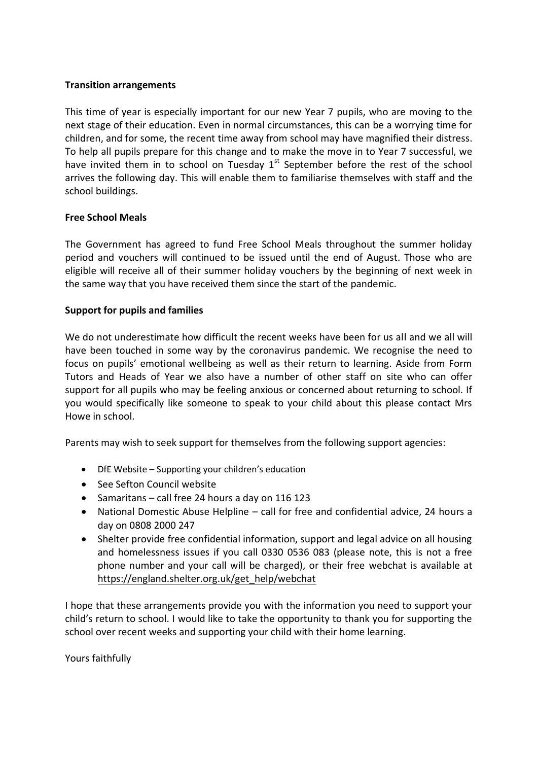**Transition arrangements**

This time of year is especially important for our new Year 7 pupils, who are moving to the next stage of their education. Even in normal circumstances, this can be a worrying time for children, and for some, the recent time away from school may have magnified their distress. To help all pupils prepare for this change and to make the move in to Year 7 successful, we have invited them in to school on Tuesday 1st September before the rest of the school arrives the following day. This will enable them to familiarise themselves with staff and the school buildings.

**Free School Meals**

The Government has agreed to fund Free School Meals throughout the summer holiday period and vouchers will continued to be issued until the end of August. Those who are eligible will receive all of their summer holiday vouchers by the beginning of next week in the same way that you have received them since the start of the pandemic.

**Support for pupils and families**

We do not underestimate how difficult the recent weeks have been for us all and we all will have been touched in some way by the coronavirus pandemic. We recognise the need to focus on pupils' emotional wellbeing as well as their return to learning. Aside from Form Tutors and Heads of Year we also have a number of other staff on site who can offer support for all pupils who may be feeling anxious or concerned about returning to school. If you would specifically like someone to speak to your child about this please contact Mrs Howe in school.

Parents may wish to seek support for themselves from the following support agencies:

- DfE Website – Supporting your children's education
- See Sefton Council website
- Samaritans – call free 24 hours a day on 116 123
- National Domestic Abuse Helpline – call for free and confidential advice, 24 hours a day on 0808 2000 247
- Shelter provide free confidential information, support and legal advice on all housing and homelessness issues if you call 0330 0536 083 (please note, this is not a free phone number and your call will be charged), or their free webchat is available at https://england.shelter.org.uk/get_help/webchat

I hope that these arrangements provide you with the information you need to support your child's return to school. I would like to take the opportunity to thank you for supporting the school over recent weeks and supporting your child with their home learning.

Yours faithfully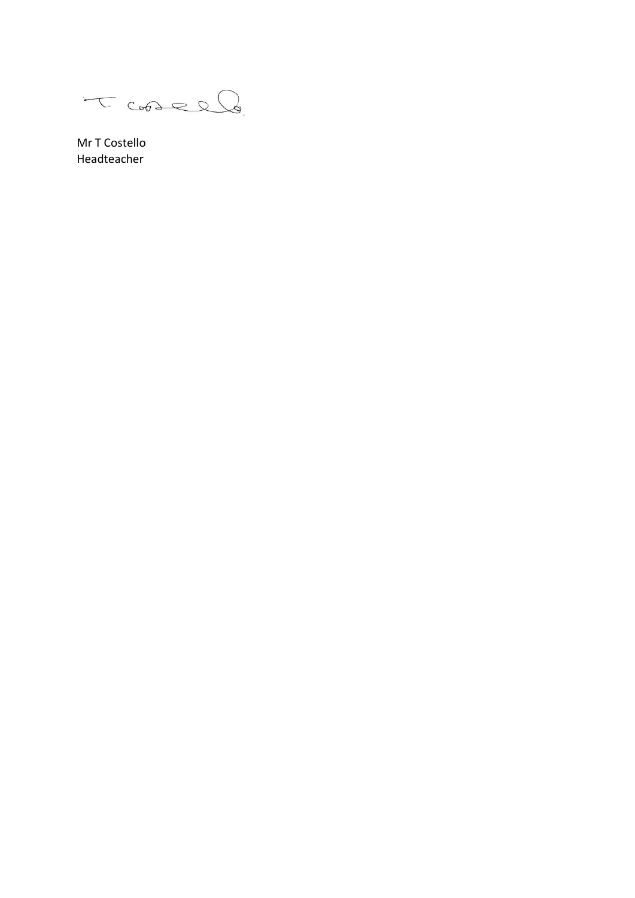Mr T Costello
Headteacher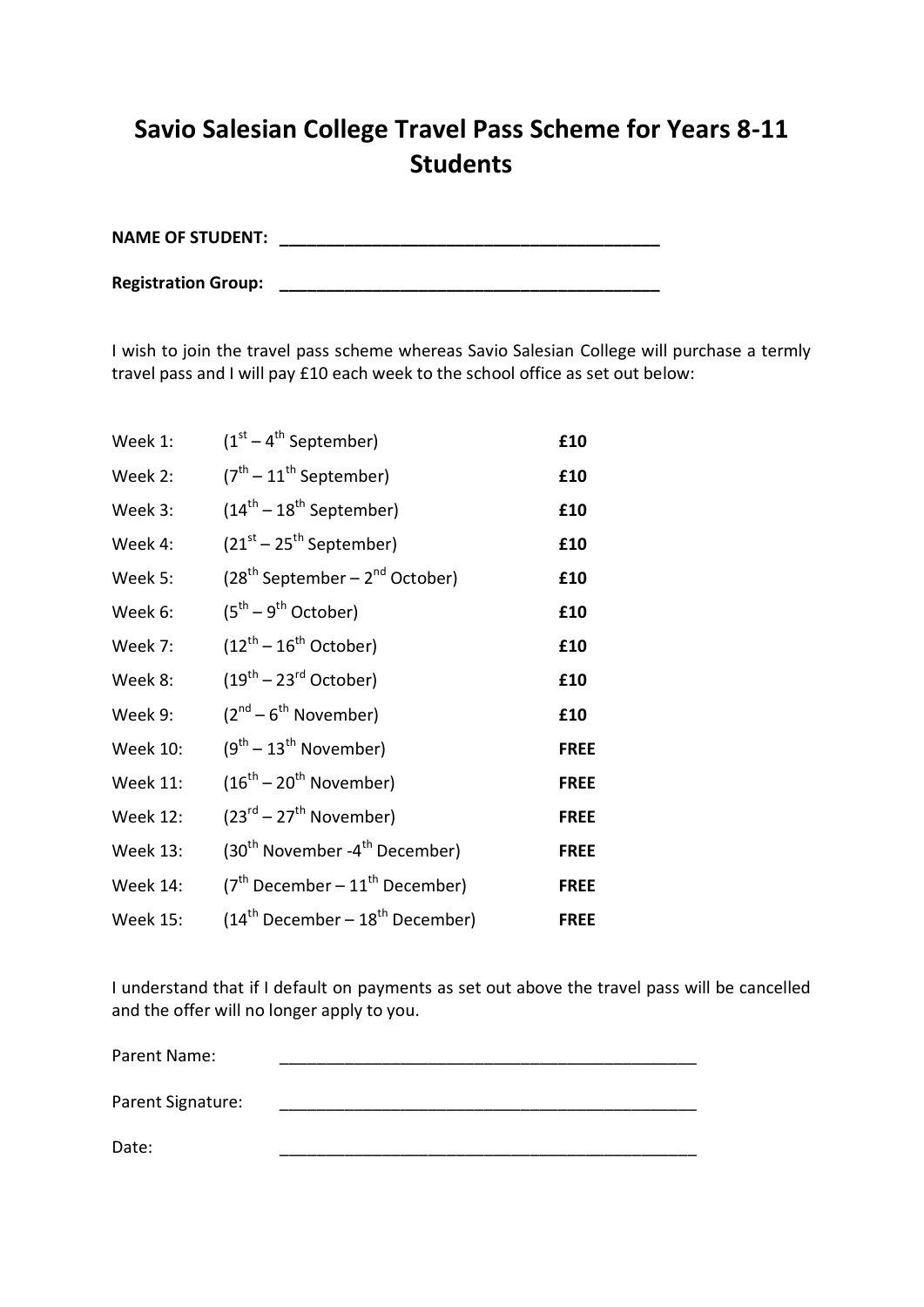# Savio Salesian College Travel Pass Scheme for Years 8-11 Students

**NAME OF STUDENT:** ________________________________________

**Registration Group:** ________________________________________

I wish to join the travel pass scheme whereas Savio Salesian College will purchase a termly travel pass and I will pay £10 each week to the school office as set out below:

| | | |
|---|---|---|
| Week 1: | (1st – 4th September) | **£10** |
| Week 2: | (7th – 11th September) | **£10** |
| Week 3: | (14th – 18th September) | **£10** |
| Week 4: | (21st – 25th September) | **£10** |
| Week 5: | (28th September – 2nd October) | **£10** |
| Week 6: | (5th – 9th October) | **£10** |
| Week 7: | (12th – 16th October) | **£10** |
| Week 8: | (19th – 23rd October) | **£10** |
| Week 9: | (2nd – 6th November) | **£10** |
| Week 10: | (9th – 13th November) | **FREE** |
| Week 11: | (16th – 20th November) | **FREE** |
| Week 12: | (23rd – 27th November) | **FREE** |
| Week 13: | (30th November -4th December) | **FREE** |
| Week 14: | (7th December – 11th December) | **FREE** |
| Week 15: | (14th December – 18th December) | **FREE** |

I understand that if I default on payments as set out above the travel pass will be cancelled and the offer will no longer apply to you.

Parent Name: ____________________________________________

Parent Signature: ____________________________________________

Date: ____________________________________________